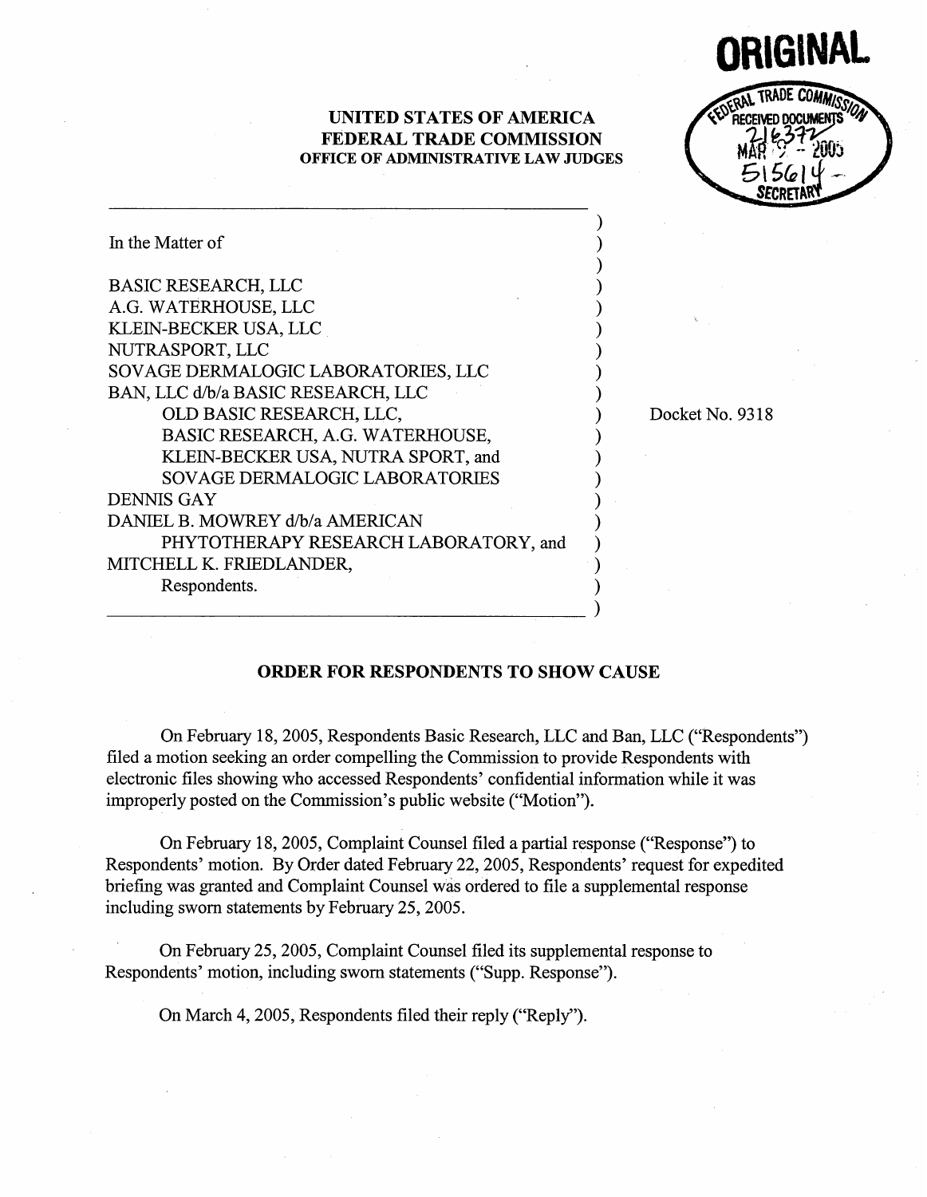**ORIGINAL**

FEDERAL TRADE COMMISSION
RECEIVED DOCUMENTS
216372
MAR 9 - 2005
515614
SECRETARY

**UNITED STATES OF AMERICA**
**FEDERAL TRADE COMMISSION**
**OFFICE OF ADMINISTRATIVE LAW JUDGES**

In the Matter of

BASIC RESEARCH, LLC
A.G. WATERHOUSE, LLC
KLEIN-BECKER USA, LLC
NUTRASPORT, LLC
SOVAGE DERMALOGIC LABORATORIES, LLC
BAN, LLC d/b/a BASIC RESEARCH, LLC
OLD BASIC RESEARCH, LLC,
BASIC RESEARCH, A.G. WATERHOUSE,
KLEIN-BECKER USA, NUTRA SPORT, and
SOVAGE DERMALOGIC LABORATORIES
DENNIS GAY
DANIEL B. MOWREY d/b/a AMERICAN
PHYTOTHERAPY RESEARCH LABORATORY, and
MITCHELL K. FRIEDLANDER,
Respondents.

Docket No. 9318

**ORDER FOR RESPONDENTS TO SHOW CAUSE**

On February 18, 2005, Respondents Basic Research, LLC and Ban, LLC ("Respondents") filed a motion seeking an order compelling the Commission to provide Respondents with electronic files showing who accessed Respondents' confidential information while it was improperly posted on the Commission's public website ("Motion").

On February 18, 2005, Complaint Counsel filed a partial response ("Response") to Respondents' motion. By Order dated February 22, 2005, Respondents' request for expedited briefing was granted and Complaint Counsel was ordered to file a supplemental response including sworn statements by February 25, 2005.

On February 25, 2005, Complaint Counsel filed its supplemental response to Respondents' motion, including sworn statements ("Supp. Response").

On March 4, 2005, Respondents filed their reply ("Reply").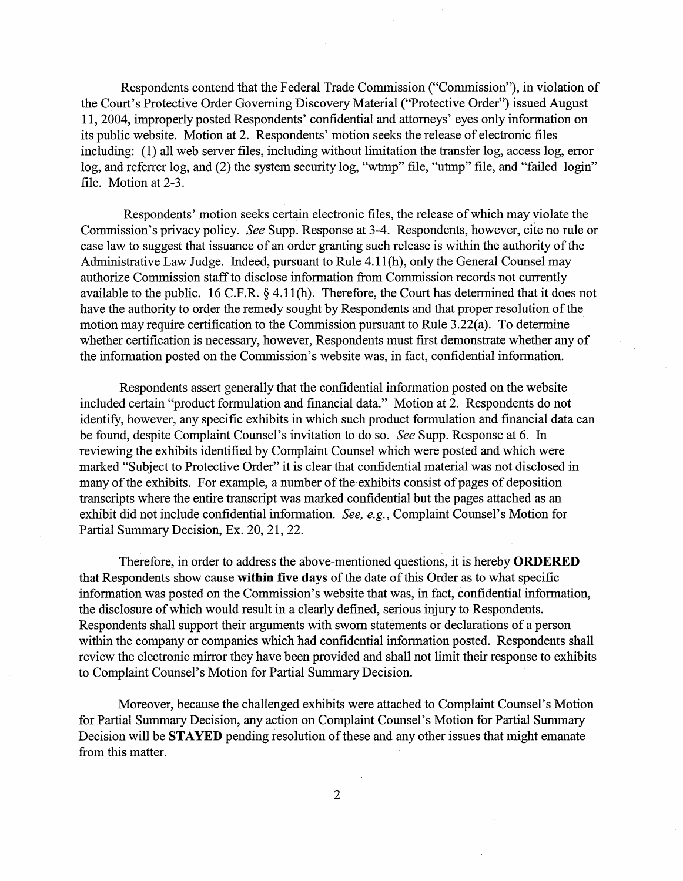Respondents contend that the Federal Trade Commission ("Commission"), in violation of the Court's Protective Order Governing Discovery Material ("Protective Order") issued August 11, 2004, improperly posted Respondents' confidential and attorneys' eyes only information on its public website. Motion at 2. Respondents' motion seeks the release of electronic files including: (1) all web server files, including without limitation the transfer log, access log, error log, and referrer log, and (2) the system security log, "wtmp" file, "utmp" file, and "failed login" file. Motion at 2-3.

Respondents' motion seeks certain electronic files, the release of which may violate the Commission's privacy policy. *See* Supp. Response at 3-4. Respondents, however, cite no rule or case law to suggest that issuance of an order granting such release is within the authority of the Administrative Law Judge. Indeed, pursuant to Rule 4.11(h), only the General Counsel may authorize Commission staff to disclose information from Commission records not currently available to the public. 16 C.F.R. § 4.11(h). Therefore, the Court has determined that it does not have the authority to order the remedy sought by Respondents and that proper resolution of the motion may require certification to the Commission pursuant to Rule 3.22(a). To determine whether certification is necessary, however, Respondents must first demonstrate whether any of the information posted on the Commission's website was, in fact, confidential information.

Respondents assert generally that the confidential information posted on the website included certain "product formulation and financial data." Motion at 2. Respondents do not identify, however, any specific exhibits in which such product formulation and financial data can be found, despite Complaint Counsel's invitation to do so. *See* Supp. Response at 6. In reviewing the exhibits identified by Complaint Counsel which were posted and which were marked "Subject to Protective Order" it is clear that confidential material was not disclosed in many of the exhibits. For example, a number of the exhibits consist of pages of deposition transcripts where the entire transcript was marked confidential but the pages attached as an exhibit did not include confidential information. *See, e.g.*, Complaint Counsel's Motion for Partial Summary Decision, Ex. 20, 21, 22.

Therefore, in order to address the above-mentioned questions, it is hereby **ORDERED** that Respondents show cause **within five days** of the date of this Order as to what specific information was posted on the Commission's website that was, in fact, confidential information, the disclosure of which would result in a clearly defined, serious injury to Respondents. Respondents shall support their arguments with sworn statements or declarations of a person within the company or companies which had confidential information posted. Respondents shall review the electronic mirror they have been provided and shall not limit their response to exhibits to Complaint Counsel's Motion for Partial Summary Decision.

Moreover, because the challenged exhibits were attached to Complaint Counsel's Motion for Partial Summary Decision, any action on Complaint Counsel's Motion for Partial Summary Decision will be **STAYED** pending resolution of these and any other issues that might emanate from this matter.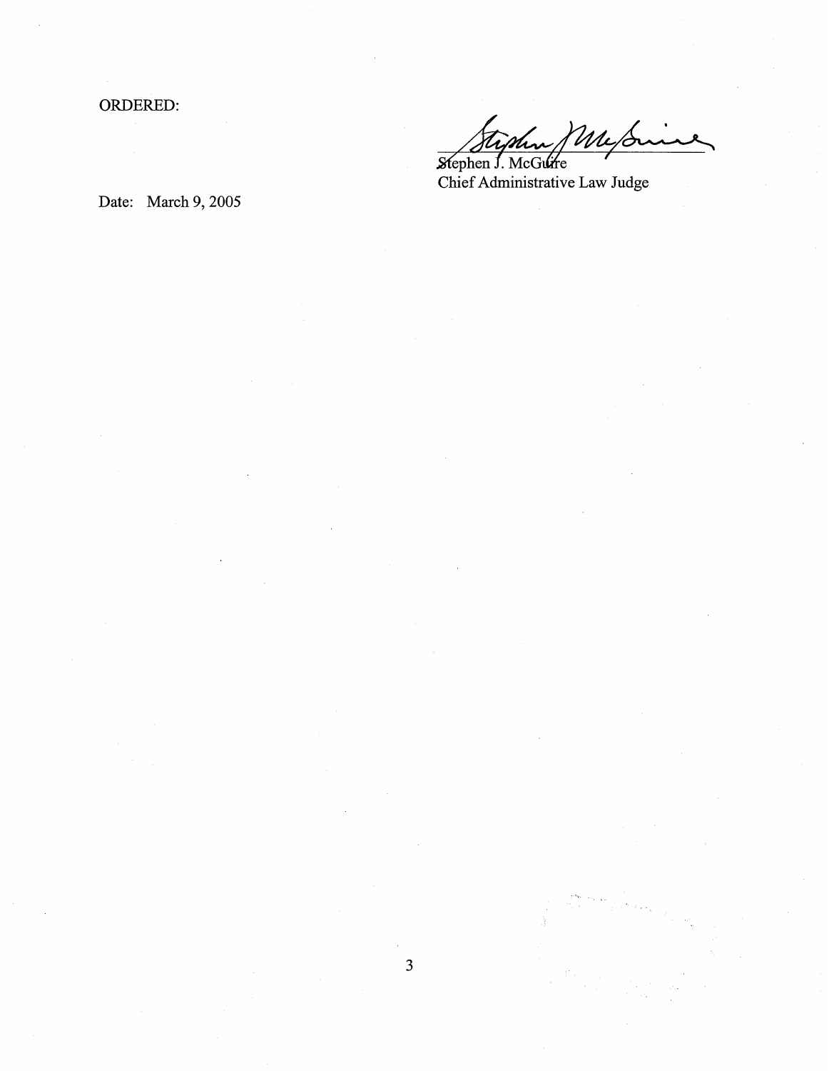ORDERED:

Stephen J. McGuire
Chief Administrative Law Judge

Date: March 9, 2005